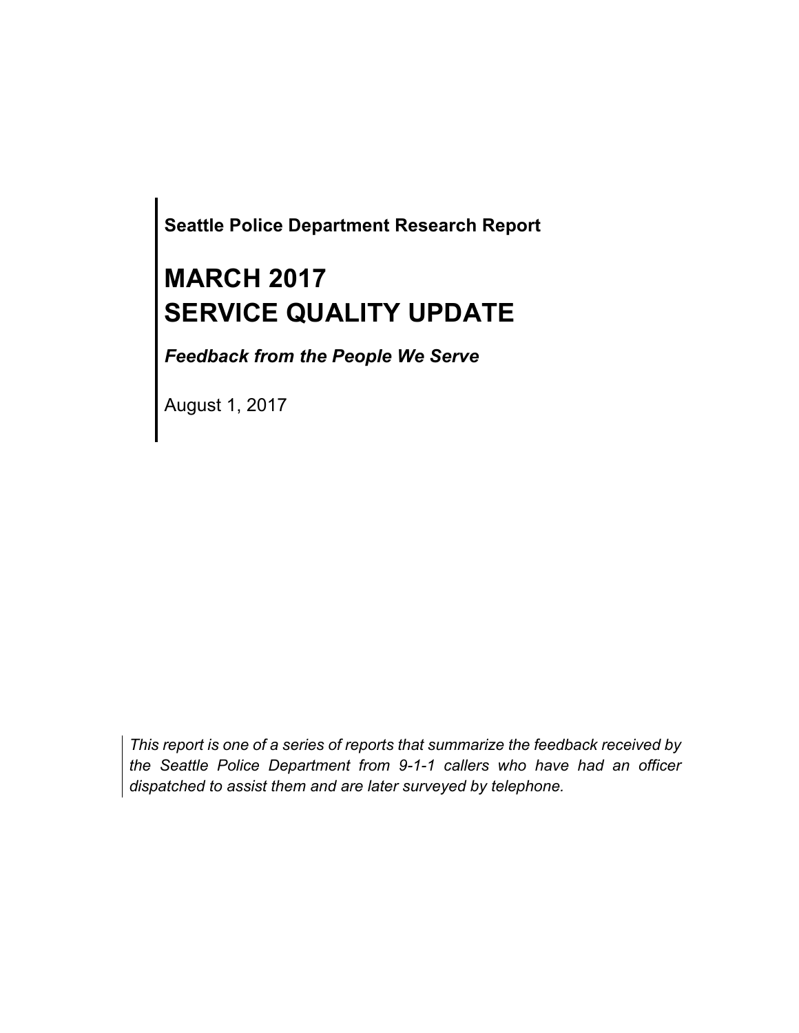**Seattle Police Department Research Report**

# MARCH 2017
# SERVICE QUALITY UPDATE

***Feedback from the People We Serve***

August 1, 2017

*This report is one of a series of reports that summarize the feedback received by the Seattle Police Department from 9-1-1 callers who have had an officer dispatched to assist them and are later surveyed by telephone.*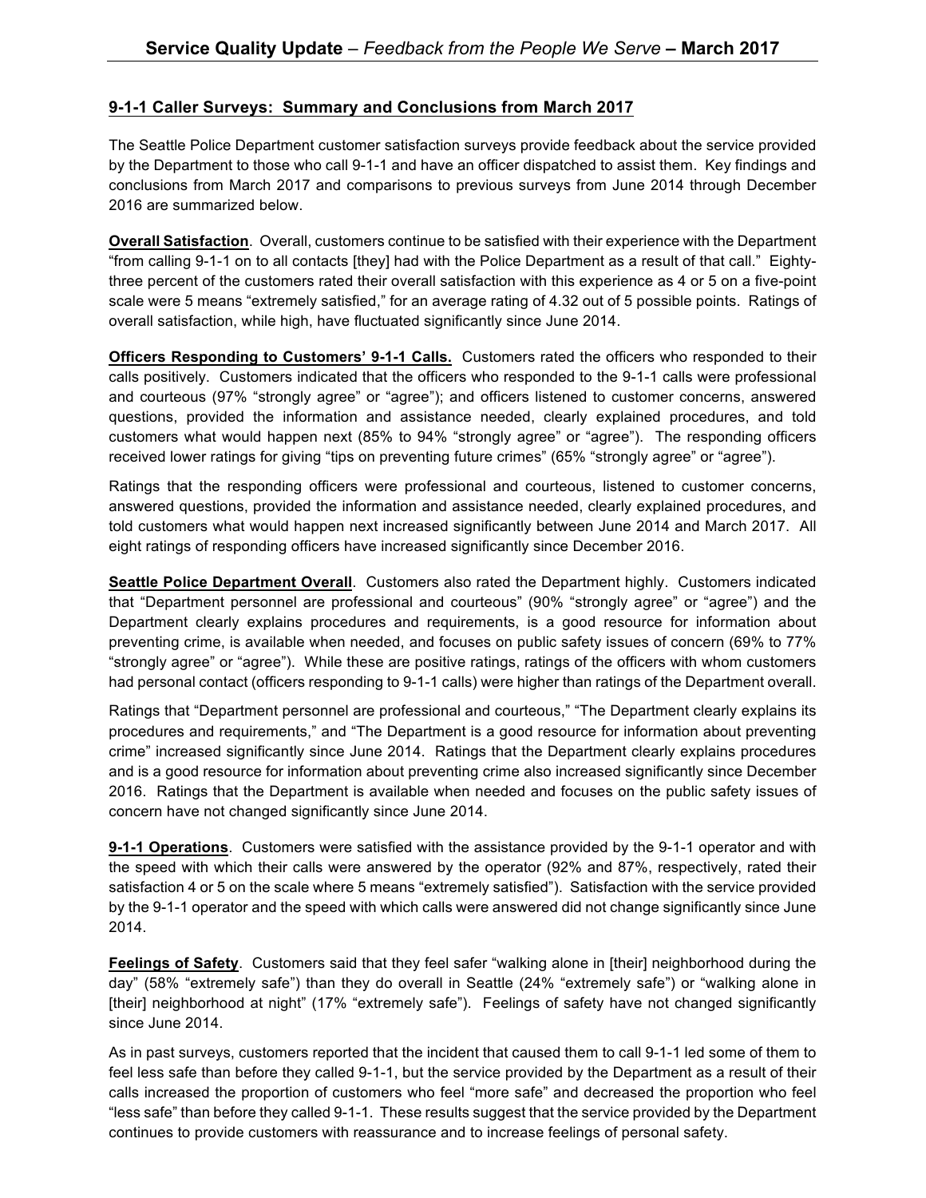## 9-1-1 Caller Surveys: Summary and Conclusions from March 2017

The Seattle Police Department customer satisfaction surveys provide feedback about the service provided by the Department to those who call 9-1-1 and have an officer dispatched to assist them. Key findings and conclusions from March 2017 and comparisons to previous surveys from June 2014 through December 2016 are summarized below.

**Overall Satisfaction**. Overall, customers continue to be satisfied with their experience with the Department "from calling 9-1-1 on to all contacts [they] had with the Police Department as a result of that call." Eighty-three percent of the customers rated their overall satisfaction with this experience as 4 or 5 on a five-point scale were 5 means "extremely satisfied," for an average rating of 4.32 out of 5 possible points. Ratings of overall satisfaction, while high, have fluctuated significantly since June 2014.

**Officers Responding to Customers' 9-1-1 Calls.** Customers rated the officers who responded to their calls positively. Customers indicated that the officers who responded to the 9-1-1 calls were professional and courteous (97% "strongly agree" or "agree"); and officers listened to customer concerns, answered questions, provided the information and assistance needed, clearly explained procedures, and told customers what would happen next (85% to 94% "strongly agree" or "agree"). The responding officers received lower ratings for giving "tips on preventing future crimes" (65% "strongly agree" or "agree").

Ratings that the responding officers were professional and courteous, listened to customer concerns, answered questions, provided the information and assistance needed, clearly explained procedures, and told customers what would happen next increased significantly between June 2014 and March 2017. All eight ratings of responding officers have increased significantly since December 2016.

**Seattle Police Department Overall**. Customers also rated the Department highly. Customers indicated that "Department personnel are professional and courteous" (90% "strongly agree" or "agree") and the Department clearly explains procedures and requirements, is a good resource for information about preventing crime, is available when needed, and focuses on public safety issues of concern (69% to 77% "strongly agree" or "agree"). While these are positive ratings, ratings of the officers with whom customers had personal contact (officers responding to 9-1-1 calls) were higher than ratings of the Department overall.

Ratings that "Department personnel are professional and courteous," "The Department clearly explains its procedures and requirements," and "The Department is a good resource for information about preventing crime" increased significantly since June 2014. Ratings that the Department clearly explains procedures and is a good resource for information about preventing crime also increased significantly since December 2016. Ratings that the Department is available when needed and focuses on the public safety issues of concern have not changed significantly since June 2014.

**9-1-1 Operations**. Customers were satisfied with the assistance provided by the 9-1-1 operator and with the speed with which their calls were answered by the operator (92% and 87%, respectively, rated their satisfaction 4 or 5 on the scale where 5 means "extremely satisfied"). Satisfaction with the service provided by the 9-1-1 operator and the speed with which calls were answered did not change significantly since June 2014.

**Feelings of Safety**. Customers said that they feel safer "walking alone in [their] neighborhood during the day" (58% "extremely safe") than they do overall in Seattle (24% "extremely safe") or "walking alone in [their] neighborhood at night" (17% "extremely safe"). Feelings of safety have not changed significantly since June 2014.

As in past surveys, customers reported that the incident that caused them to call 9-1-1 led some of them to feel less safe than before they called 9-1-1, but the service provided by the Department as a result of their calls increased the proportion of customers who feel "more safe" and decreased the proportion who feel "less safe" than before they called 9-1-1. These results suggest that the service provided by the Department continues to provide customers with reassurance and to increase feelings of personal safety.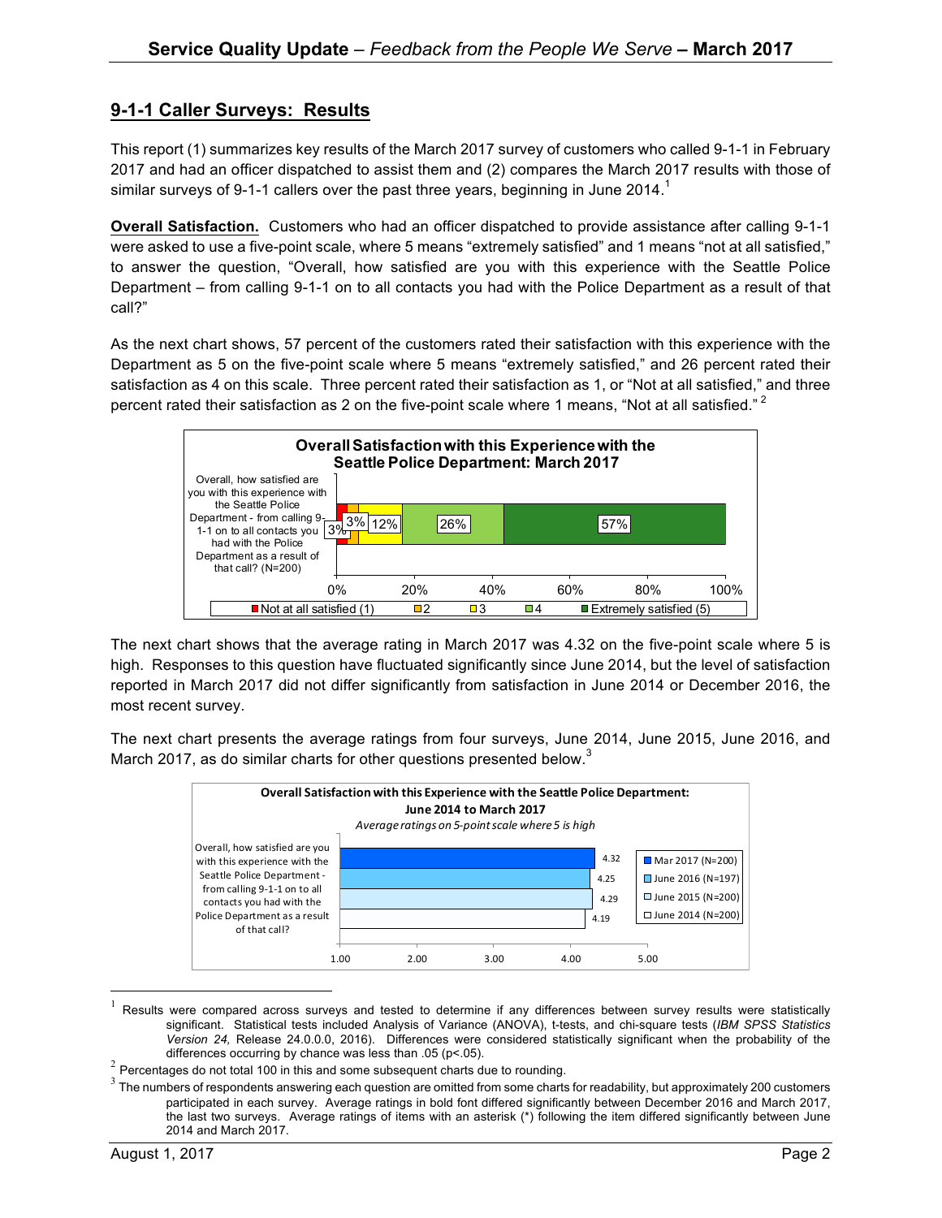## 9-1-1 Caller Surveys: Results

This report (1) summarizes key results of the March 2017 survey of customers who called 9-1-1 in February 2017 and had an officer dispatched to assist them and (2) compares the March 2017 results with those of similar surveys of 9-1-1 callers over the past three years, beginning in June 2014.[1]

**Overall Satisfaction.** Customers who had an officer dispatched to provide assistance after calling 9-1-1 were asked to use a five-point scale, where 5 means "extremely satisfied" and 1 means "not at all satisfied," to answer the question, "Overall, how satisfied are you with this experience with the Seattle Police Department – from calling 9-1-1 on to all contacts you had with the Police Department as a result of that call?"

As the next chart shows, 57 percent of the customers rated their satisfaction with this experience with the Department as 5 on the five-point scale where 5 means "extremely satisfied," and 26 percent rated their satisfaction as 4 on this scale. Three percent rated their satisfaction as 1, or "Not at all satisfied," and three percent rated their satisfaction as 2 on the five-point scale where 1 means, "Not at all satisfied."[2]

**Overall Satisfaction with this Experience with the Seattle Police Department: March 2017**

| | Not at all satisfied (1) | 2 | 3 | 4 | Extremely satisfied (5) |
|---|---|---|---|---|---|
| Overall, how satisfied are you with this experience with the Seattle Police Department - from calling 9-1-1 on to all contacts you had with the Police Department as a result of that call? (N=200) | 3% | 3% | 12% | 26% | 57% |

The next chart shows that the average rating in March 2017 was 4.32 on the five-point scale where 5 is high. Responses to this question have fluctuated significantly since June 2014, but the level of satisfaction reported in March 2017 did not differ significantly from satisfaction in June 2014 or December 2016, the most recent survey.

The next chart presents the average ratings from four surveys, June 2014, June 2015, June 2016, and March 2017, as do similar charts for other questions presented below.[3]

**Overall Satisfaction with this Experience with the Seattle Police Department: June 2014 to March 2017**

*Average ratings on 5-point scale where 5 is high*

| | Mar 2017 (N=200) | June 2016 (N=197) | June 2015 (N=200) | June 2014 (N=200) |
|---|---|---|---|---|
| Overall, how satisfied are you with this experience with the Seattle Police Department - from calling 9-1-1 on to all contacts you had with the Police Department as a result of that call? | 4.32 | 4.25 | 4.29 | 4.19 |

[1] Results were compared across surveys and tested to determine if any differences between survey results were statistically significant. Statistical tests included Analysis of Variance (ANOVA), t-tests, and chi-square tests (*IBM SPSS Statistics Version 24,* Release 24.0.0.0, 2016). Differences were considered statistically significant when the probability of the differences occurring by chance was less than .05 ($p<.05$).

[2] Percentages do not total 100 in this and some subsequent charts due to rounding.

[3] The numbers of respondents answering each question are omitted from some charts for readability, but approximately 200 customers participated in each survey. Average ratings in bold font differed significantly between December 2016 and March 2017, the last two surveys. Average ratings of items with an asterisk (*) following the item differed significantly between June 2014 and March 2017.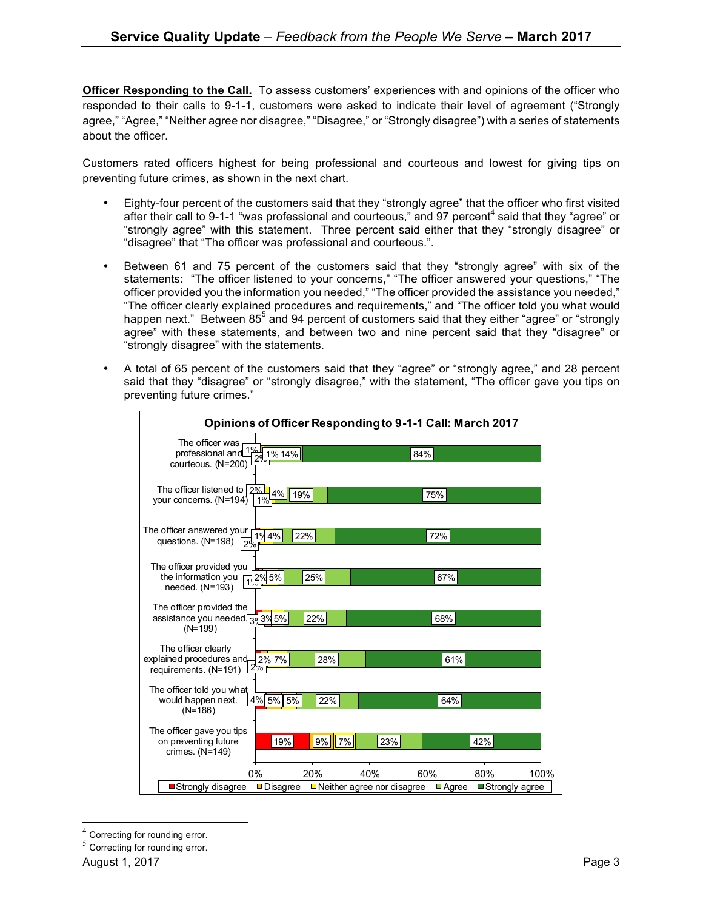**Officer Responding to the Call.** To assess customers' experiences with and opinions of the officer who responded to their calls to 9-1-1, customers were asked to indicate their level of agreement ("Strongly agree," "Agree," "Neither agree nor disagree," "Disagree," or "Strongly disagree") with a series of statements about the officer.

Customers rated officers highest for being professional and courteous and lowest for giving tips on preventing future crimes, as shown in the next chart.

- Eighty-four percent of the customers said that they "strongly agree" that the officer who first visited after their call to 9-1-1 "was professional and courteous," and 97 percent[4] said that they "agree" or "strongly agree" with this statement. Three percent said either that they "strongly disagree" or "disagree" that "The officer was professional and courteous.".
- Between 61 and 75 percent of the customers said that they "strongly agree" with six of the statements: "The officer listened to your concerns," "The officer answered your questions," "The officer provided you the information you needed," "The officer provided the assistance you needed," "The officer clearly explained procedures and requirements," and "The officer told you what would happen next." Between 85[5] and 94 percent of customers said that they either "agree" or "strongly agree" with these statements, and between two and nine percent said that they "disagree" or "strongly disagree" with the statements.
- A total of 65 percent of the customers said that they "agree" or "strongly agree," and 28 percent said that they "disagree" or "strongly disagree," with the statement, "The officer gave you tips on preventing future crimes."

**Opinions of Officer Responding to 9-1-1 Call: March 2017**

| Statement | Strongly disagree | Disagree | Neither agree nor disagree | Agree | Strongly agree |
|---|---|---|---|---|---|
| The officer was professional and courteous. (N=200) | 1% | 2% | 1% | 14% | 84% |
| The officer listened to your concerns. (N=194) | 2% | 1% | 4% | 19% | 75% |
| The officer answered your questions. (N=198) | 2% | 1% | 4% | 22% | 72% |
| The officer provided you the information you needed. (N=193) | 1% | 2% | 5% | 25% | 67% |
| The officer provided the assistance you needed (N=199) | 3% | 3% | 5% | 22% | 68% |
| The officer clearly explained procedures and requirements. (N=191) | 2% | 2% | 7% | 28% | 61% |
| The officer told you what would happen next. (N=186) | 4% | 5% | 5% | 22% | 64% |
| The officer gave you tips on preventing future crimes. (N=149) | 19% | 9% | 7% | 23% | 42% |

[4] Correcting for rounding error.
[5] Correcting for rounding error.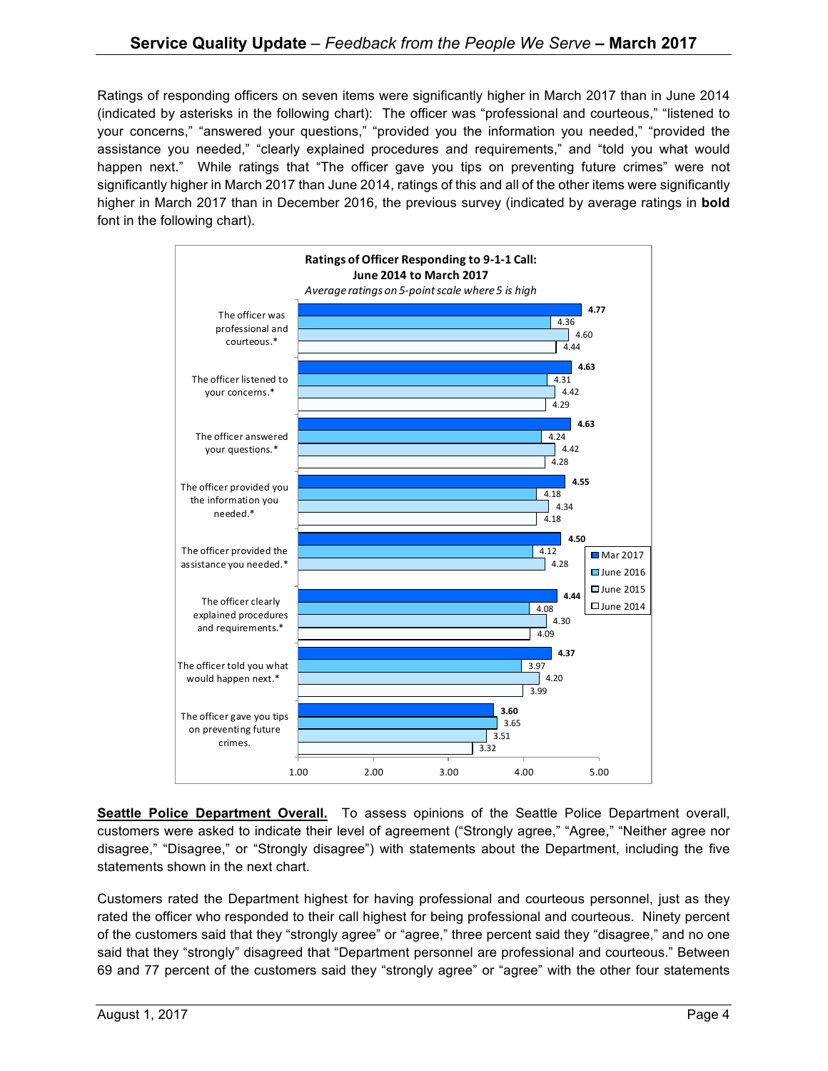Ratings of responding officers on seven items were significantly higher in March 2017 than in June 2014 (indicated by asterisks in the following chart): The officer was "professional and courteous," "listened to your concerns," "answered your questions," "provided you the information you needed," "provided the assistance you needed," "clearly explained procedures and requirements," and "told you what would happen next." While ratings that "The officer gave you tips on preventing future crimes" were not significantly higher in March 2017 than June 2014, ratings of this and all of the other items were significantly higher in March 2017 than in December 2016, the previous survey (indicated by average ratings in **bold** font in the following chart).

**Ratings of Officer Responding to 9-1-1 Call: June 2014 to March 2017**

*Average ratings on 5-point scale where 5 is high*

| Item | Mar 2017 | June 2016 | June 2015 | June 2014 |
|---|---|---|---|---|
| The officer was professional and courteous.* | **4.77** | 4.36 | 4.60 | 4.44 |
| The officer listened to your concerns.* | **4.63** | 4.31 | 4.42 | 4.29 |
| The officer answered your questions.* | **4.63** | 4.24 | 4.42 | 4.28 |
| The officer provided you the information you needed.* | **4.55** | 4.18 | 4.34 | 4.18 |
| The officer provided the assistance you needed.* | **4.50** | 4.12 | 4.28 | |
| The officer clearly explained procedures and requirements.* | **4.44** | 4.08 | 4.30 | 4.09 |
| The officer told you what would happen next.* | **4.37** | 3.97 | 4.20 | 3.99 |
| The officer gave you tips on preventing future crimes. | **3.60** | 3.65 | 3.51 | 3.32 |

**Seattle Police Department Overall.** To assess opinions of the Seattle Police Department overall, customers were asked to indicate their level of agreement ("Strongly agree," "Agree," "Neither agree nor disagree," "Disagree," or "Strongly disagree") with statements about the Department, including the five statements shown in the next chart.

Customers rated the Department highest for having professional and courteous personnel, just as they rated the officer who responded to their call highest for being professional and courteous. Ninety percent of the customers said that they "strongly agree" or "agree," three percent said they "disagree," and no one said that they "strongly" disagreed that "Department personnel are professional and courteous." Between 69 and 77 percent of the customers said they "strongly agree" or "agree" with the other four statements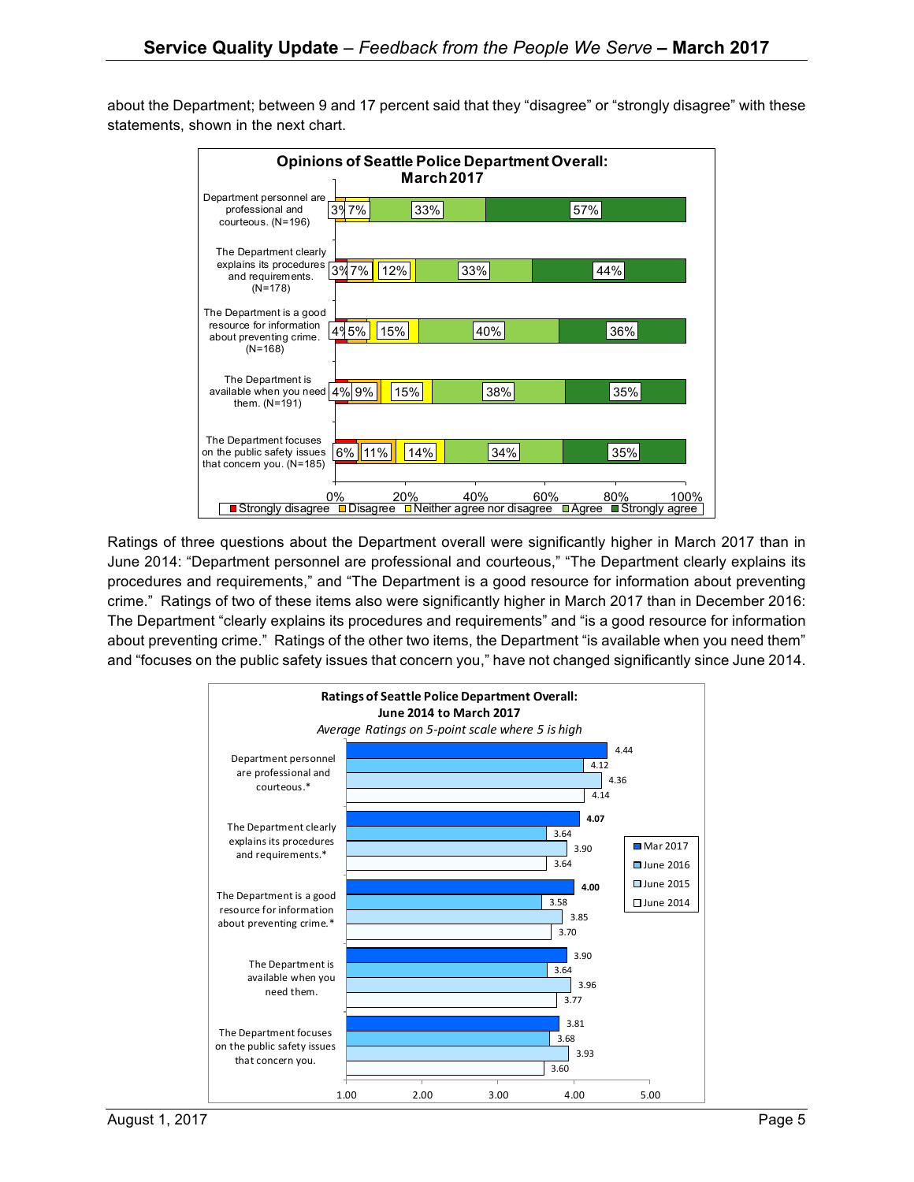about the Department; between 9 and 17 percent said that they "disagree" or "strongly disagree" with these statements, shown in the next chart.

**Opinions of Seattle Police Department Overall: March 2017**

| Statement | Strongly disagree | Disagree | Neither agree nor disagree | Agree | Strongly agree |
|---|---|---|---|---|---|
| Department personnel are professional and courteous. (N=196) | 3% | 7% | | 33% | 57% |
| The Department clearly explains its procedures and requirements. (N=178) | 3% | 7% | 12% | 33% | 44% |
| The Department is a good resource for information about preventing crime. (N=168) | 4% | 5% | 15% | 40% | 36% |
| The Department is available when you need them. (N=191) | 4% | 9% | 15% | 38% | 35% |
| The Department focuses on the public safety issues that concern you. (N=185) | 6% | 11% | 14% | 34% | 35% |

Ratings of three questions about the Department overall were significantly higher in March 2017 than in June 2014: "Department personnel are professional and courteous," "The Department clearly explains its procedures and requirements," and "The Department is a good resource for information about preventing crime." Ratings of two of these items also were significantly higher in March 2017 than in December 2016: The Department "clearly explains its procedures and requirements" and "is a good resource for information about preventing crime." Ratings of the other two items, the Department "is available when you need them" and "focuses on the public safety issues that concern you," have not changed significantly since June 2014.

**Ratings of Seattle Police Department Overall: June 2014 to March 2017**

*Average Ratings on 5-point scale where 5 is high*

| Statement | Mar 2017 | June 2016 | June 2015 | June 2014 |
|---|---|---|---|---|
| Department personnel are professional and courteous.* | 4.44 | 4.12 | 4.36 | 4.14 |
| The Department clearly explains its procedures and requirements.* | **4.07** | 3.64 | 3.90 | 3.64 |
| The Department is a good resource for information about preventing crime.* | **4.00** | 3.58 | 3.85 | 3.70 |
| The Department is available when you need them. | 3.90 | 3.64 | 3.96 | 3.77 |
| The Department focuses on the public safety issues that concern you. | 3.81 | 3.68 | 3.93 | 3.60 |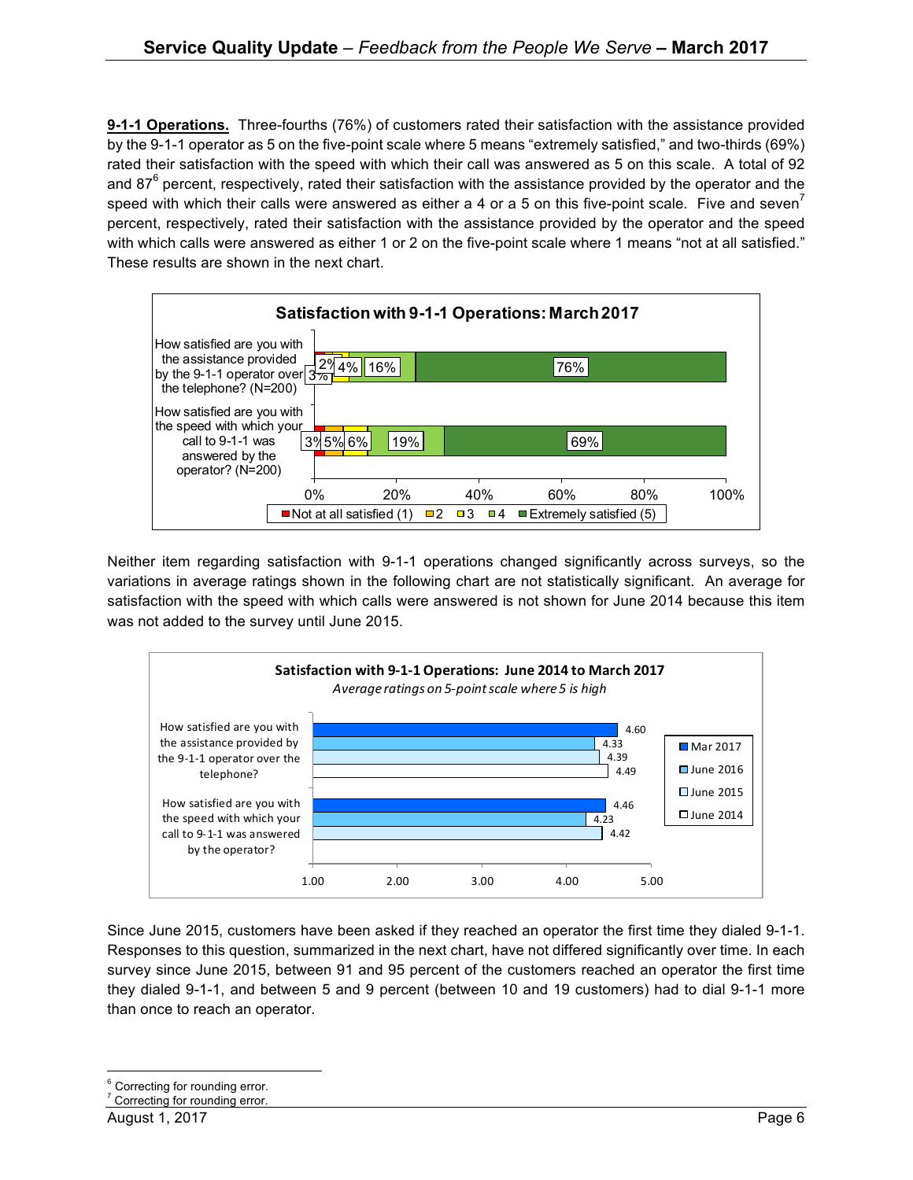**9-1-1 Operations.** Three-fourths (76%) of customers rated their satisfaction with the assistance provided by the 9-1-1 operator as 5 on the five-point scale where 5 means "extremely satisfied," and two-thirds (69%) rated their satisfaction with the speed with which their call was answered as 5 on this scale. A total of 92 and 87[6] percent, respectively, rated their satisfaction with the assistance provided by the operator and the speed with which their calls were answered as either a 4 or a 5 on this five-point scale. Five and seven[7] percent, respectively, rated their satisfaction with the assistance provided by the operator and the speed with which calls were answered as either 1 or 2 on the five-point scale where 1 means "not at all satisfied." These results are shown in the next chart.

**Satisfaction with 9-1-1 Operations: March 2017**

| Question | Not at all satisfied (1) | 2 | 3 | 4 | Extremely satisfied (5) |
|---|---|---|---|---|---|
| How satisfied are you with the assistance provided by the 9-1-1 operator over the telephone? (N=200) | 3% | 2% | 4% | 16% | 76% |
| How satisfied are you with the speed with which your call to 9-1-1 was answered by the operator? (N=200) | 3% | 5% | 6% | 19% | 69% |

Neither item regarding satisfaction with 9-1-1 operations changed significantly across surveys, so the variations in average ratings shown in the following chart are not statistically significant. An average for satisfaction with the speed with which calls were answered is not shown for June 2014 because this item was not added to the survey until June 2015.

**Satisfaction with 9-1-1 Operations: June 2014 to March 2017**

*Average ratings on 5-point scale where 5 is high*

| Question | Mar 2017 | June 2016 | June 2015 | June 2014 |
|---|---|---|---|---|
| How satisfied are you with the assistance provided by the 9-1-1 operator over the telephone? | 4.60 | 4.33 | 4.39 | 4.49 |
| How satisfied are you with the speed with which your call to 9-1-1 was answered by the operator? | 4.46 | 4.23 | 4.42 | |

Since June 2015, customers have been asked if they reached an operator the first time they dialed 9-1-1. Responses to this question, summarized in the next chart, have not differed significantly over time. In each survey since June 2015, between 91 and 95 percent of the customers reached an operator the first time they dialed 9-1-1, and between 5 and 9 percent (between 10 and 19 customers) had to dial 9-1-1 more than once to reach an operator.

[6] Correcting for rounding error.
[7] Correcting for rounding error.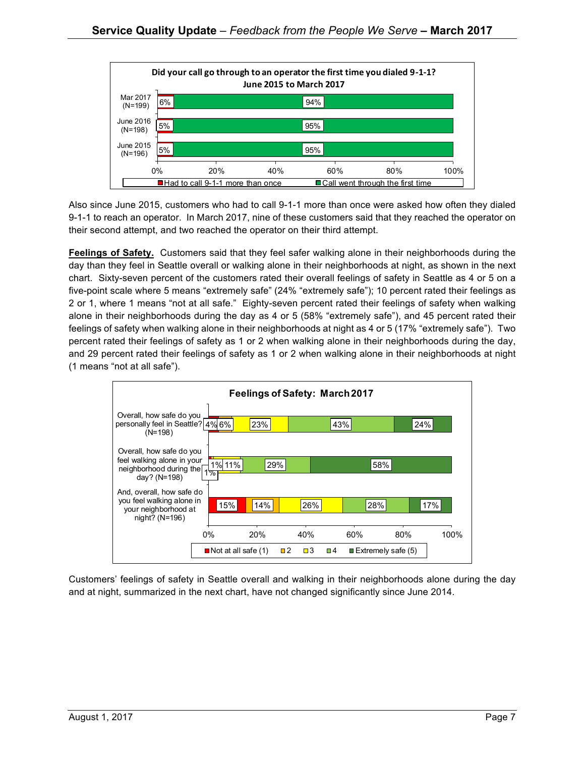**Did your call go through to an operator the first time you dialed 9-1-1?**
**June 2015 to March 2017**

| | Had to call 9-1-1 more than once | Call went through the first time |
|---|---|---|
| Mar 2017 (N=199) | 6% | 94% |
| June 2016 (N=198) | 5% | 95% |
| June 2015 (N=196) | 5% | 95% |

Also since June 2015, customers who had to call 9-1-1 more than once were asked how often they dialed 9-1-1 to reach an operator. In March 2017, nine of these customers said that they reached the operator on their second attempt, and two reached the operator on their third attempt.

**Feelings of Safety.** Customers said that they feel safer walking alone in their neighborhoods during the day than they feel in Seattle overall or walking alone in their neighborhoods at night, as shown in the next chart. Sixty-seven percent of the customers rated their overall feelings of safety in Seattle as 4 or 5 on a five-point scale where 5 means "extremely safe" (24% "extremely safe"); 10 percent rated their feelings as 2 or 1, where 1 means "not at all safe." Eighty-seven percent rated their feelings of safety when walking alone in their neighborhoods during the day as 4 or 5 (58% "extremely safe"), and 45 percent rated their feelings of safety when walking alone in their neighborhoods at night as 4 or 5 (17% "extremely safe"). Two percent rated their feelings of safety as 1 or 2 when walking alone in their neighborhoods during the day, and 29 percent rated their feelings of safety as 1 or 2 when walking alone in their neighborhoods at night (1 means "not at all safe").

**Feelings of Safety: March 2017**

| | Not at all safe (1) | 2 | 3 | 4 | Extremely safe (5) |
|---|---|---|---|---|---|
| Overall, how safe do you personally feel in Seattle? (N=198) | 4% | 6% | 23% | 43% | 24% |
| Overall, how safe do you feel walking alone in your neighborhood during the day? (N=198) | 1% | 1% | 11% | 29% | 58% |
| And, overall, how safe do you feel walking alone in your neighborhood at night? (N=196) | 15% | 14% | 26% | 28% | 17% |

Customers' feelings of safety in Seattle overall and walking in their neighborhoods alone during the day and at night, summarized in the next chart, have not changed significantly since June 2014.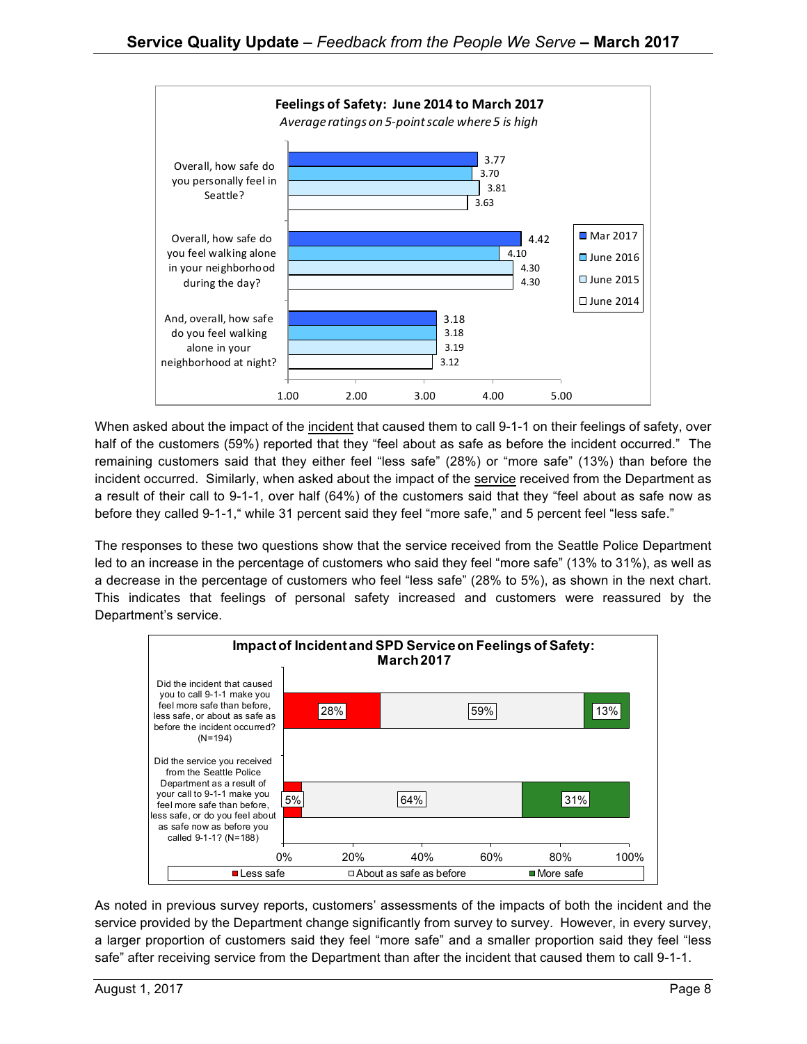**Feelings of Safety: June 2014 to March 2017**

*Average ratings on 5-point scale where 5 is high*

| | Mar 2017 | June 2016 | June 2015 | June 2014 |
|---|---|---|---|---|
| Overall, how safe do you personally feel in Seattle? | 3.77 | 3.70 | 3.81 | 3.63 |
| Overall, how safe do you feel walking alone in your neighborhood during the day? | 4.42 | 4.10 | 4.30 | 4.30 |
| And, overall, how safe do you feel walking alone in your neighborhood at night? | 3.18 | 3.18 | 3.19 | 3.12 |

When asked about the impact of the incident that caused them to call 9-1-1 on their feelings of safety, over half of the customers (59%) reported that they "feel about as safe as before the incident occurred." The remaining customers said that they either feel "less safe" (28%) or "more safe" (13%) than before the incident occurred. Similarly, when asked about the impact of the service received from the Department as a result of their call to 9-1-1, over half (64%) of the customers said that they "feel about as safe now as before they called 9-1-1," while 31 percent said they feel "more safe," and 5 percent feel "less safe."

The responses to these two questions show that the service received from the Seattle Police Department led to an increase in the percentage of customers who said they feel "more safe" (13% to 31%), as well as a decrease in the percentage of customers who feel "less safe" (28% to 5%), as shown in the next chart. This indicates that feelings of personal safety increased and customers were reassured by the Department's service.

**Impact of Incident and SPD Service on Feelings of Safety: March 2017**

| | Less safe | About as safe as before | More safe |
|---|---|---|---|
| Did the incident that caused you to call 9-1-1 make you feel more safe than before, less safe, or about as safe as before the incident occurred? (N=194) | 28% | 59% | 13% |
| Did the service you received from the Seattle Police Department as a result of your call to 9-1-1 make you feel more safe than before, less safe, or do you feel about as safe now as before you called 9-1-1? (N=188) | 5% | 64% | 31% |

As noted in previous survey reports, customers' assessments of the impacts of both the incident and the service provided by the Department change significantly from survey to survey. However, in every survey, a larger proportion of customers said they feel "more safe" and a smaller proportion said they feel "less safe" after receiving service from the Department than after the incident that caused them to call 9-1-1.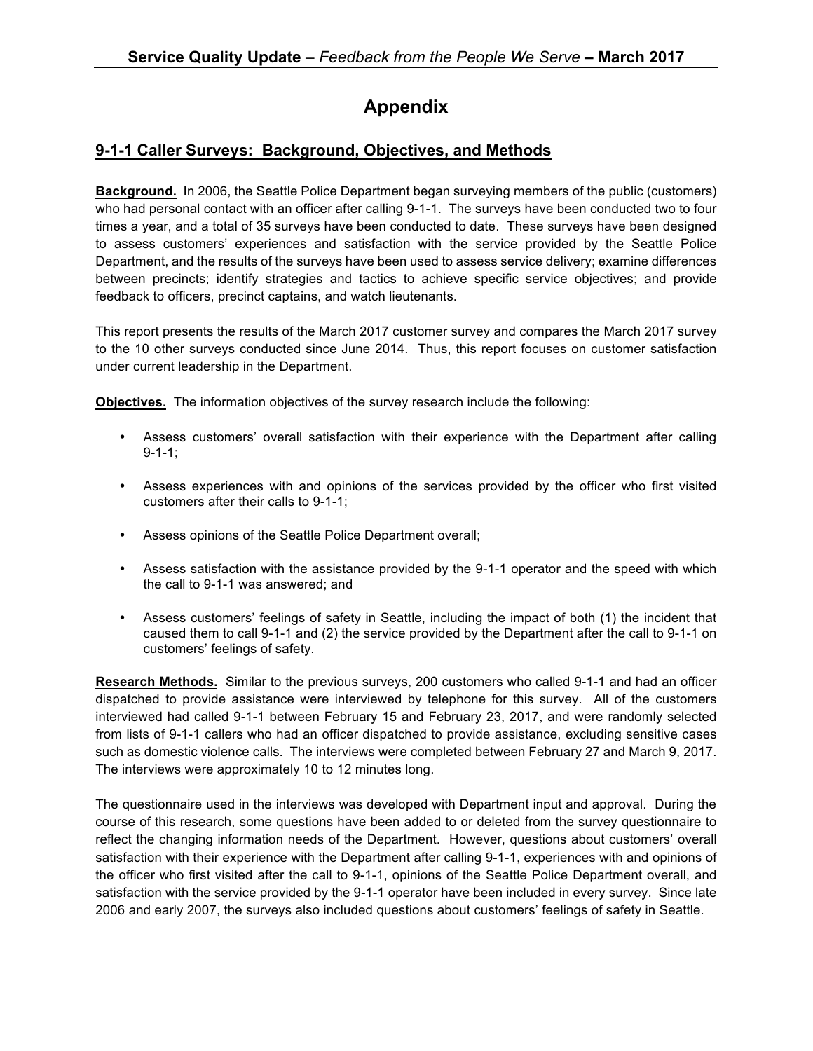# Appendix

## 9-1-1 Caller Surveys: Background, Objectives, and Methods

**Background.** In 2006, the Seattle Police Department began surveying members of the public (customers) who had personal contact with an officer after calling 9-1-1. The surveys have been conducted two to four times a year, and a total of 35 surveys have been conducted to date. These surveys have been designed to assess customers' experiences and satisfaction with the service provided by the Seattle Police Department, and the results of the surveys have been used to assess service delivery; examine differences between precincts; identify strategies and tactics to achieve specific service objectives; and provide feedback to officers, precinct captains, and watch lieutenants.

This report presents the results of the March 2017 customer survey and compares the March 2017 survey to the 10 other surveys conducted since June 2014. Thus, this report focuses on customer satisfaction under current leadership in the Department.

**Objectives.** The information objectives of the survey research include the following:

- Assess customers' overall satisfaction with their experience with the Department after calling 9-1-1;
- Assess experiences with and opinions of the services provided by the officer who first visited customers after their calls to 9-1-1;
- Assess opinions of the Seattle Police Department overall;
- Assess satisfaction with the assistance provided by the 9-1-1 operator and the speed with which the call to 9-1-1 was answered; and
- Assess customers' feelings of safety in Seattle, including the impact of both (1) the incident that caused them to call 9-1-1 and (2) the service provided by the Department after the call to 9-1-1 on customers' feelings of safety.

**Research Methods.** Similar to the previous surveys, 200 customers who called 9-1-1 and had an officer dispatched to provide assistance were interviewed by telephone for this survey. All of the customers interviewed had called 9-1-1 between February 15 and February 23, 2017, and were randomly selected from lists of 9-1-1 callers who had an officer dispatched to provide assistance, excluding sensitive cases such as domestic violence calls. The interviews were completed between February 27 and March 9, 2017. The interviews were approximately 10 to 12 minutes long.

The questionnaire used in the interviews was developed with Department input and approval. During the course of this research, some questions have been added to or deleted from the survey questionnaire to reflect the changing information needs of the Department. However, questions about customers' overall satisfaction with their experience with the Department after calling 9-1-1, experiences with and opinions of the officer who first visited after the call to 9-1-1, opinions of the Seattle Police Department overall, and satisfaction with the service provided by the 9-1-1 operator have been included in every survey. Since late 2006 and early 2007, the surveys also included questions about customers' feelings of safety in Seattle.